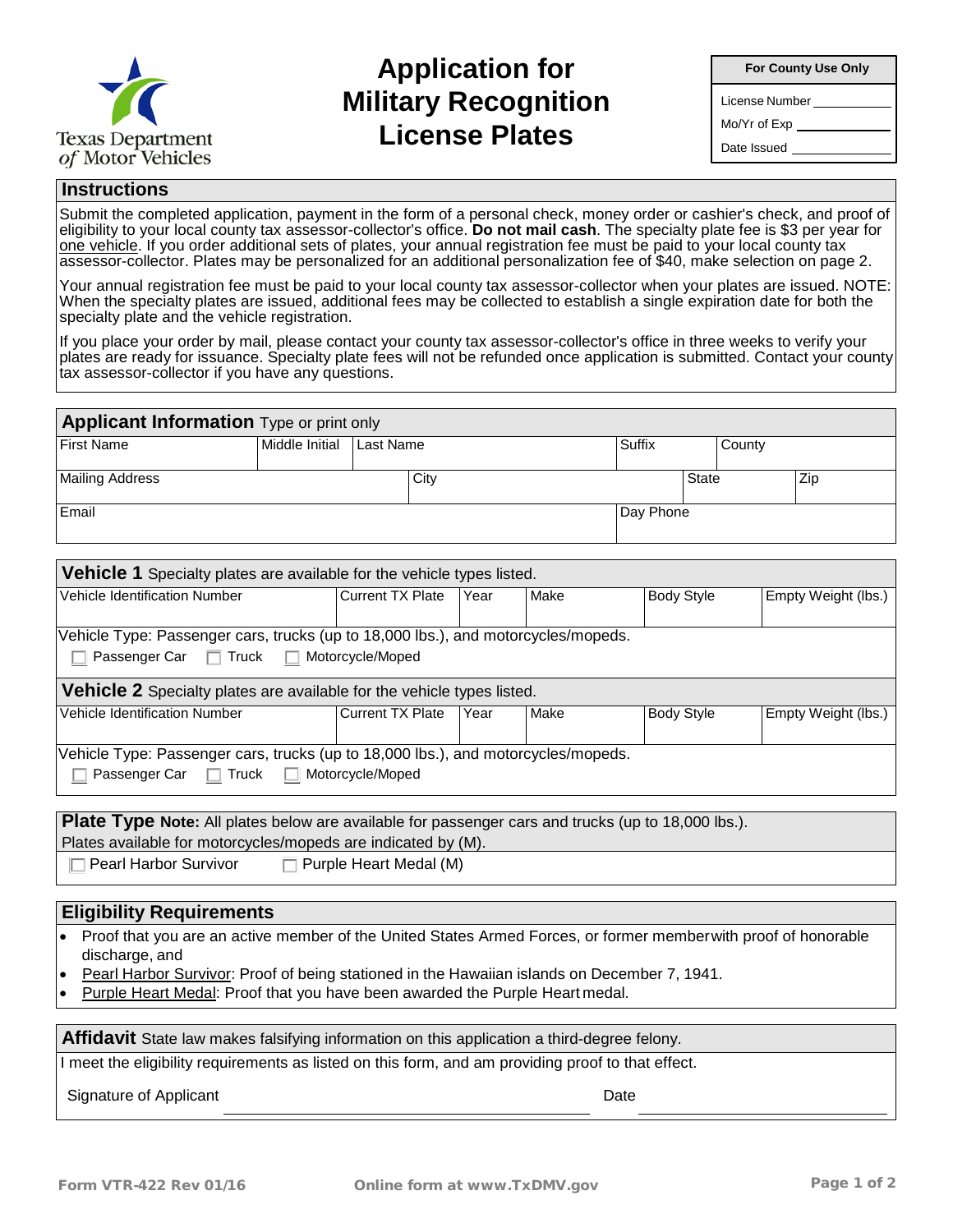Texas Department of Motor Vehicles

# Application for Military Recognition License Plates

| For County Use Only |
|---|
| License Number ___________ |
| Mo/Yr of Exp ___________ |
| Date Issued ___________ |

## Instructions

Submit the completed application, payment in the form of a personal check, money order or cashier's check, and proof of eligibility to your local county tax assessor-collector's office. **Do not mail cash**. The specialty plate fee is $3 per year for one vehicle. If you order additional sets of plates, your annual registration fee must be paid to your local county tax assessor-collector. Plates may be personalized for an additional personalization fee of $40, make selection on page 2.

Your annual registration fee must be paid to your local county tax assessor-collector when your plates are issued. NOTE: When the specialty plates are issued, additional fees may be collected to establish a single expiration date for both the specialty plate and the vehicle registration.

If you place your order by mail, please contact your county tax assessor-collector's office in three weeks to verify your plates are ready for issuance. Specialty plate fees will not be refunded once application is submitted. Contact your county tax assessor-collector if you have any questions.

## Applicant Information Type or print only

| First Name | Middle Initial | Last Name | Suffix | County |
|---|---|---|---|---|
| | | | | |

| Mailing Address | City | State | Zip |
|---|---|---|---|
| | | | |

| Email | Day Phone |
|---|---|
| | |

## Vehicle 1 Specialty plates are available for the vehicle types listed.

| Vehicle Identification Number | Current TX Plate | Year | Make | Body Style | Empty Weight (lbs.) |
|---|---|---|---|---|---|
| | | | | | |

Vehicle Type: Passenger cars, trucks (up to 18,000 lbs.), and motorcycles/mopeds.

☐ Passenger Car ☐ Truck ☐ Motorcycle/Moped

## Vehicle 2 Specialty plates are available for the vehicle types listed.

| Vehicle Identification Number | Current TX Plate | Year | Make | Body Style | Empty Weight (lbs.) |
|---|---|---|---|---|---|
| | | | | | |

Vehicle Type: Passenger cars, trucks (up to 18,000 lbs.), and motorcycles/mopeds.

☐ Passenger Car ☐ Truck ☐ Motorcycle/Moped

## Plate Type

**Note:** All plates below are available for passenger cars and trucks (up to 18,000 lbs.). Plates available for motorcycles/mopeds are indicated by (M).

☐ Pearl Harbor Survivor ☐ Purple Heart Medal (M)

## Eligibility Requirements

- Proof that you are an active member of the United States Armed Forces, or former member with proof of honorable discharge, and
- Pearl Harbor Survivor: Proof of being stationed in the Hawaiian islands on December 7, 1941.
- Purple Heart Medal: Proof that you have been awarded the Purple Heart medal.

## Affidavit State law makes falsifying information on this application a third-degree felony.

I meet the eligibility requirements as listed on this form, and am providing proof to that effect.

Signature of Applicant ______________________________ Date ____________________

Form VTR-422 Rev 01/16 Online form at www.TxDMV.gov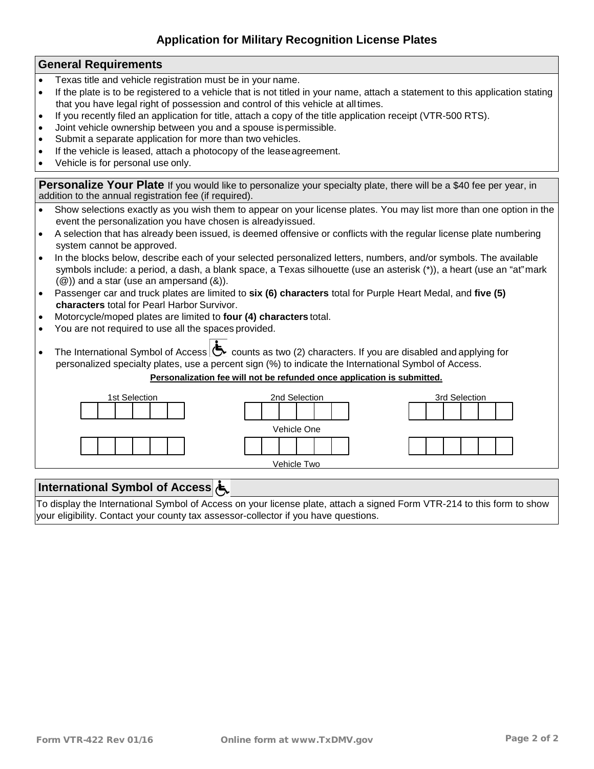# Application for Military Recognition License Plates

## General Requirements

- Texas title and vehicle registration must be in your name.
- If the plate is to be registered to a vehicle that is not titled in your name, attach a statement to this application stating that you have legal right of possession and control of this vehicle at all times.
- If you recently filed an application for title, attach a copy of the title application receipt (VTR-500 RTS).
- Joint vehicle ownership between you and a spouse is permissible.
- Submit a separate application for more than two vehicles.
- If the vehicle is leased, attach a photocopy of the lease agreement.
- Vehicle is for personal use only.

## Personalize Your Plate

If you would like to personalize your specialty plate, there will be a $40 fee per year, in addition to the annual registration fee (if required).

- Show selections exactly as you wish them to appear on your license plates. You may list more than one option in the event the personalization you have chosen is already issued.
- A selection that has already been issued, is deemed offensive or conflicts with the regular license plate numbering system cannot be approved.
- In the blocks below, describe each of your selected personalized letters, numbers, and/or symbols. The available symbols include: a period, a dash, a blank space, a Texas silhouette (use an asterisk (*)), a heart (use an "at" mark (@)) and a star (use an ampersand (&)).
- Passenger car and truck plates are limited to **six (6) characters** total for Purple Heart Medal, and **five (5) characters** total for Pearl Harbor Survivor.
- Motorcycle/moped plates are limited to **four (4) characters** total.
- You are not required to use all the spaces provided.
- The International Symbol of Access ♿ counts as two (2) characters. If you are disabled and applying for personalized specialty plates, use a percent sign (%) to indicate the International Symbol of Access.

**Personalization fee will not be refunded once application is submitted.**

| | 1st Selection | 2nd Selection | 3rd Selection |
|---|---|---|---|
| Vehicle One | | | |
| Vehicle Two | | | |

## International Symbol of Access ♿

To display the International Symbol of Access on your license plate, attach a signed Form VTR-214 to this form to show your eligibility. Contact your county tax assessor-collector if you have questions.

Form VTR-422 Rev 01/16 Online form at www.TxDMV.gov